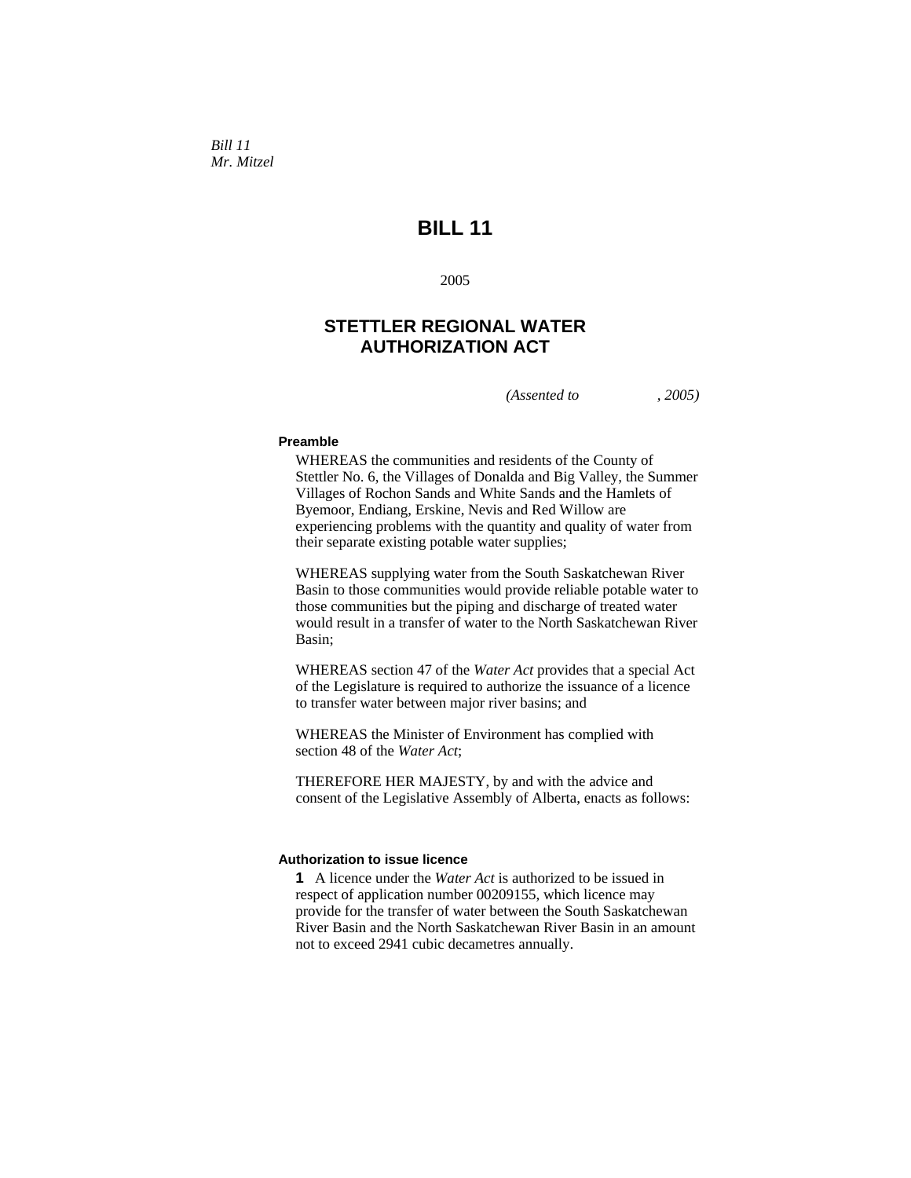*Bill 11*
*Mr. Mitzel*

# BILL 11

2005

## STETTLER REGIONAL WATER AUTHORIZATION ACT

*(Assented to , 2005)*

**Preamble**

WHEREAS the communities and residents of the County of Stettler No. 6, the Villages of Donalda and Big Valley, the Summer Villages of Rochon Sands and White Sands and the Hamlets of Byemoor, Endiang, Erskine, Nevis and Red Willow are experiencing problems with the quantity and quality of water from their separate existing potable water supplies;

WHEREAS supplying water from the South Saskatchewan River Basin to those communities would provide reliable potable water to those communities but the piping and discharge of treated water would result in a transfer of water to the North Saskatchewan River Basin;

WHEREAS section 47 of the *Water Act* provides that a special Act of the Legislature is required to authorize the issuance of a licence to transfer water between major river basins; and

WHEREAS the Minister of Environment has complied with section 48 of the *Water Act*;

THEREFORE HER MAJESTY, by and with the advice and consent of the Legislative Assembly of Alberta, enacts as follows:

**Authorization to issue licence**

**1** A licence under the *Water Act* is authorized to be issued in respect of application number 00209155, which licence may provide for the transfer of water between the South Saskatchewan River Basin and the North Saskatchewan River Basin in an amount not to exceed 2941 cubic decametres annually.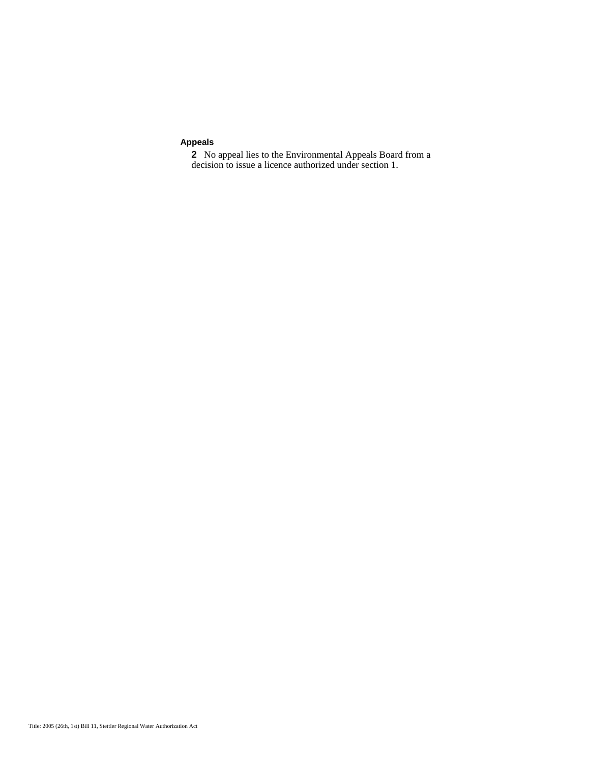**Appeals**

**2** No appeal lies to the Environmental Appeals Board from a decision to issue a licence authorized under section 1.